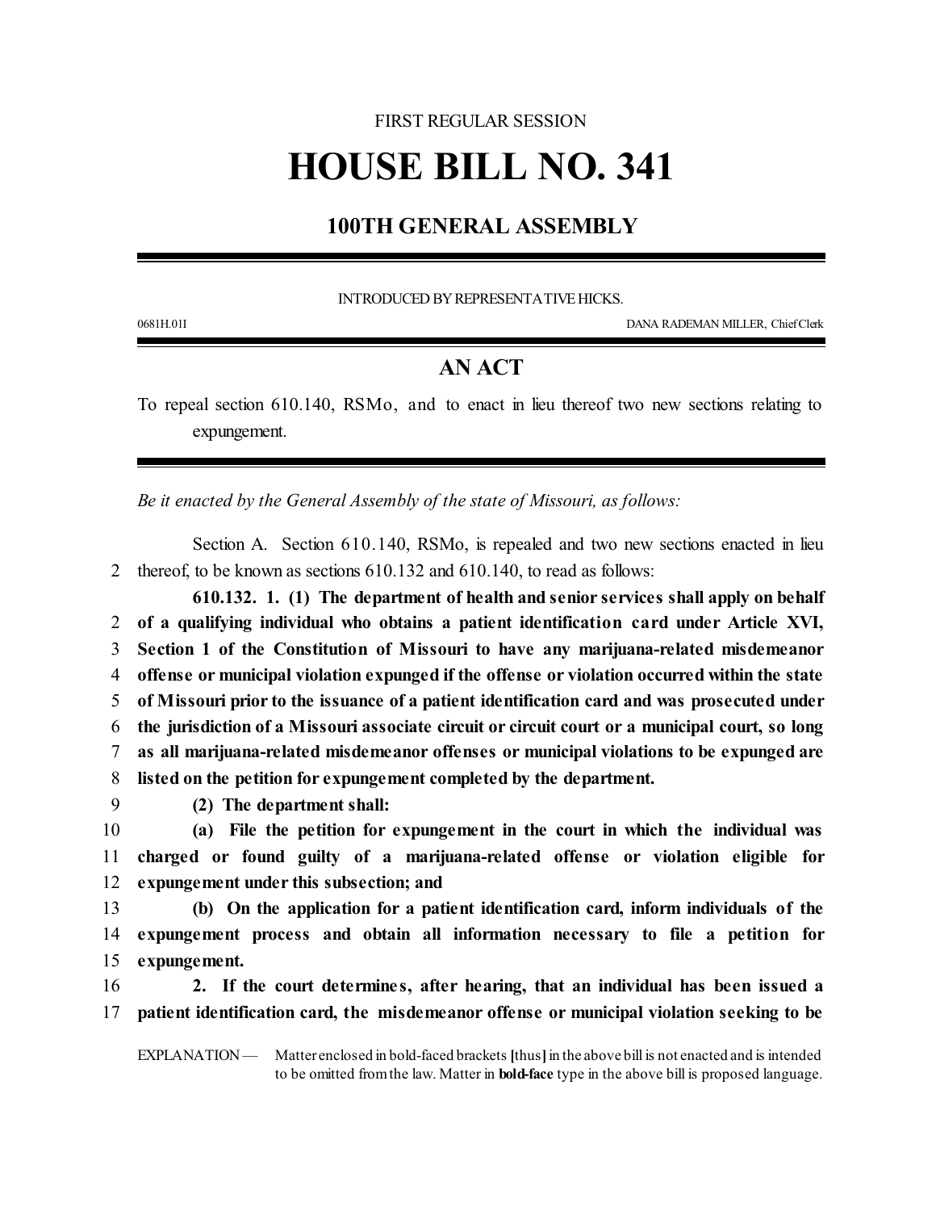FIRST REGULAR SESSION

# HOUSE BILL NO. 341

## 100TH GENERAL ASSEMBLY

INTRODUCED BY REPRESENTATIVE HICKS.

0681H.01I DANA RADEMAN MILLER, Chief Clerk

## AN ACT

To repeal section 610.140, RSMo, and to enact in lieu thereof two new sections relating to expungement.

*Be it enacted by the General Assembly of the state of Missouri, as follows:*

Section A. Section 610.140, RSMo, is repealed and two new sections enacted in lieu
2 thereof, to be known as sections 610.132 and 610.140, to read as follows:

**610.132. 1. (1) The department of health and senior services shall apply on behalf
2 of a qualifying individual who obtains a patient identification card under Article XVI,
3 Section 1 of the Constitution of Missouri to have any marijuana-related misdemeanor
4 offense or municipal violation expunged if the offense or violation occurred within the state
5 of Missouri prior to the issuance of a patient identification card and was prosecuted under
6 the jurisdiction of a Missouri associate circuit or circuit court or a municipal court, so long
7 as all marijuana-related misdemeanor offenses or municipal violations to be expunged are
8 listed on the petition for expungement completed by the department.**

9 **(2) The department shall:**

10 **(a) File the petition for expungement in the court in which the individual was
11 charged or found guilty of a marijuana-related offense or violation eligible for
12 expungement under this subsection; and**

13 **(b) On the application for a patient identification card, inform individuals of the
14 expungement process and obtain all information necessary to file a petition for
15 expungement.**

16 **2. If the court determines, after hearing, that an individual has been issued a
17 patient identification card, the misdemeanor offense or municipal violation seeking to be**

EXPLANATION — Matter enclosed in bold-faced brackets **[**thus**]** in the above bill is not enacted and is intended to be omitted from the law. Matter in **bold-face** type in the above bill is proposed language.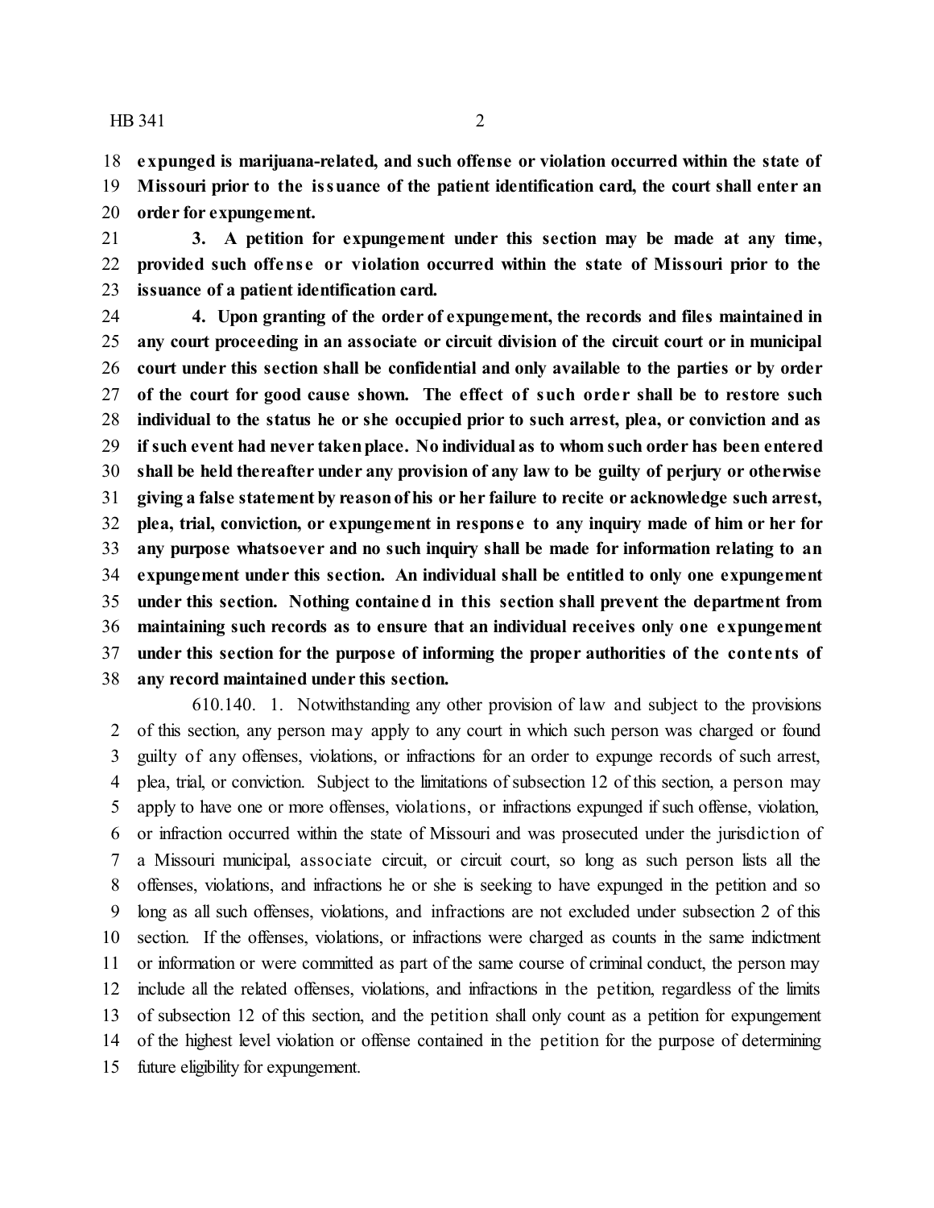**expunged is marijuana-related, and such offense or violation occurred within the state of Missouri prior to the issuance of the patient identification card, the court shall enter an order for expungement.**

**3. A petition for expungement under this section may be made at any time, provided such offense or violation occurred within the state of Missouri prior to the issuance of a patient identification card.**

**4. Upon granting of the order of expungement, the records and files maintained in any court proceeding in an associate or circuit division of the circuit court or in municipal court under this section shall be confidential and only available to the parties or by order of the court for good cause shown. The effect of such order shall be to restore such individual to the status he or she occupied prior to such arrest, plea, or conviction and as if such event had never taken place. No individual as to whom such order has been entered shall be held thereafter under any provision of any law to be guilty of perjury or otherwise giving a false statement by reason of his or her failure to recite or acknowledge such arrest, plea, trial, conviction, or expungement in response to any inquiry made of him or her for any purpose whatsoever and no such inquiry shall be made for information relating to an expungement under this section. An individual shall be entitled to only one expungement under this section. Nothing contained in this section shall prevent the department from maintaining such records as to ensure that an individual receives only one expungement under this section for the purpose of informing the proper authorities of the contents of any record maintained under this section.**

610.140. 1. Notwithstanding any other provision of law and subject to the provisions of this section, any person may apply to any court in which such person was charged or found guilty of any offenses, violations, or infractions for an order to expunge records of such arrest, plea, trial, or conviction. Subject to the limitations of subsection 12 of this section, a person may apply to have one or more offenses, violations, or infractions expunged if such offense, violation, or infraction occurred within the state of Missouri and was prosecuted under the jurisdiction of a Missouri municipal, associate circuit, or circuit court, so long as such person lists all the offenses, violations, and infractions he or she is seeking to have expunged in the petition and so long as all such offenses, violations, and infractions are not excluded under subsection 2 of this section. If the offenses, violations, or infractions were charged as counts in the same indictment or information or were committed as part of the same course of criminal conduct, the person may include all the related offenses, violations, and infractions in the petition, regardless of the limits of subsection 12 of this section, and the petition shall only count as a petition for expungement of the highest level violation or offense contained in the petition for the purpose of determining future eligibility for expungement.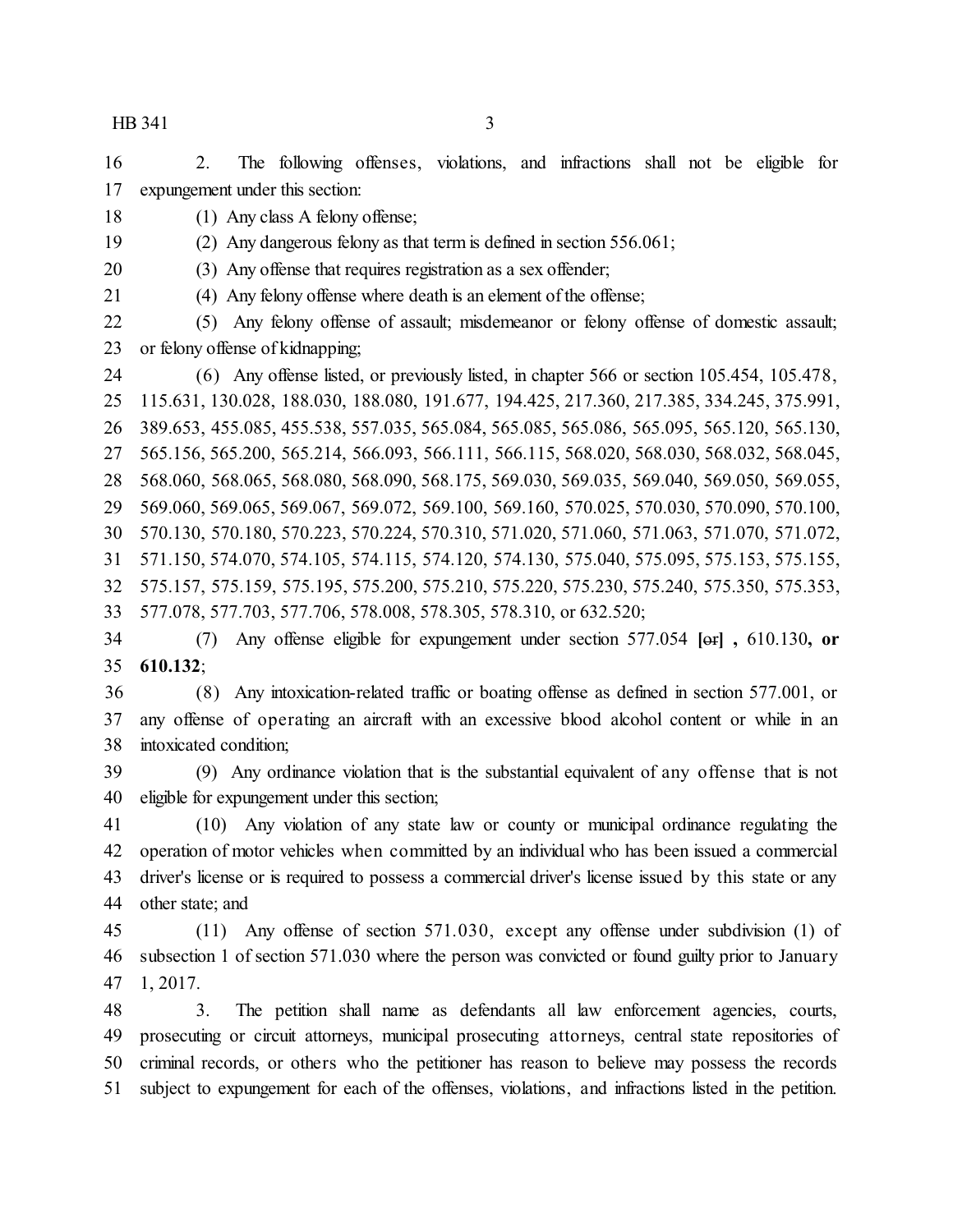2. The following offenses, violations, and infractions shall not be eligible for expungement under this section:

(1) Any class A felony offense;

(2) Any dangerous felony as that term is defined in section 556.061;

(3) Any offense that requires registration as a sex offender;

(4) Any felony offense where death is an element of the offense;

(5) Any felony offense of assault; misdemeanor or felony offense of domestic assault; or felony offense of kidnapping;

(6) Any offense listed, or previously listed, in chapter 566 or section 105.454, 105.478, 115.631, 130.028, 188.030, 188.080, 191.677, 194.425, 217.360, 217.385, 334.245, 375.991, 389.653, 455.085, 455.538, 557.035, 565.084, 565.085, 565.086, 565.095, 565.120, 565.130, 565.156, 565.200, 565.214, 566.093, 566.111, 566.115, 568.020, 568.030, 568.032, 568.045, 568.060, 568.065, 568.080, 568.090, 568.175, 569.030, 569.035, 569.040, 569.050, 569.055, 569.060, 569.065, 569.067, 569.072, 569.100, 569.160, 570.025, 570.030, 570.090, 570.100, 570.130, 570.180, 570.223, 570.224, 570.310, 571.020, 571.060, 571.063, 571.070, 571.072, 571.150, 574.070, 574.105, 574.115, 574.120, 574.130, 575.040, 575.095, 575.153, 575.155, 575.157, 575.159, 575.195, 575.200, 575.210, 575.220, 575.230, 575.240, 575.350, 575.353, 577.078, 577.703, 577.706, 578.008, 578.305, 578.310, or 632.520;

(7) Any offense eligible for expungement under section 577.054 **[**~~or~~**]** , 610.130**, or 610.132**;

(8) Any intoxication-related traffic or boating offense as defined in section 577.001, or any offense of operating an aircraft with an excessive blood alcohol content or while in an intoxicated condition;

(9) Any ordinance violation that is the substantial equivalent of any offense that is not eligible for expungement under this section;

(10) Any violation of any state law or county or municipal ordinance regulating the operation of motor vehicles when committed by an individual who has been issued a commercial driver's license or is required to possess a commercial driver's license issued by this state or any other state; and

(11) Any offense of section 571.030, except any offense under subdivision (1) of subsection 1 of section 571.030 where the person was convicted or found guilty prior to January 1, 2017.

3. The petition shall name as defendants all law enforcement agencies, courts, prosecuting or circuit attorneys, municipal prosecuting attorneys, central state repositories of criminal records, or others who the petitioner has reason to believe may possess the records subject to expungement for each of the offenses, violations, and infractions listed in the petition.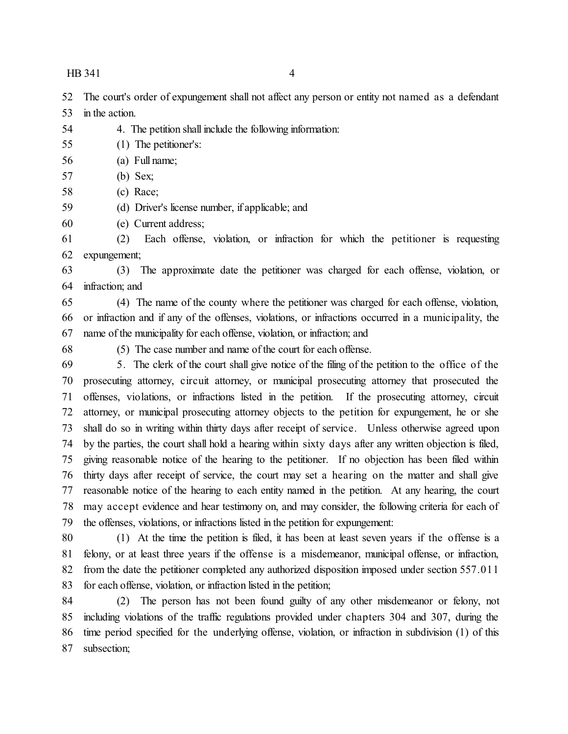The court's order of expungement shall not affect any person or entity not named as a defendant in the action.

4. The petition shall include the following information:

(1) The petitioner's:

(a) Full name;

(b) Sex;

(c) Race;

(d) Driver's license number, if applicable; and

(e) Current address;

(2) Each offense, violation, or infraction for which the petitioner is requesting expungement;

(3) The approximate date the petitioner was charged for each offense, violation, or infraction; and

(4) The name of the county where the petitioner was charged for each offense, violation, or infraction and if any of the offenses, violations, or infractions occurred in a municipality, the name of the municipality for each offense, violation, or infraction; and

(5) The case number and name of the court for each offense.

5. The clerk of the court shall give notice of the filing of the petition to the office of the prosecuting attorney, circuit attorney, or municipal prosecuting attorney that prosecuted the offenses, violations, or infractions listed in the petition. If the prosecuting attorney, circuit attorney, or municipal prosecuting attorney objects to the petition for expungement, he or she shall do so in writing within thirty days after receipt of service. Unless otherwise agreed upon by the parties, the court shall hold a hearing within sixty days after any written objection is filed, giving reasonable notice of the hearing to the petitioner. If no objection has been filed within thirty days after receipt of service, the court may set a hearing on the matter and shall give reasonable notice of the hearing to each entity named in the petition. At any hearing, the court may accept evidence and hear testimony on, and may consider, the following criteria for each of the offenses, violations, or infractions listed in the petition for expungement:

(1) At the time the petition is filed, it has been at least seven years if the offense is a felony, or at least three years if the offense is a misdemeanor, municipal offense, or infraction, from the date the petitioner completed any authorized disposition imposed under section 557.011 for each offense, violation, or infraction listed in the petition;

(2) The person has not been found guilty of any other misdemeanor or felony, not including violations of the traffic regulations provided under chapters 304 and 307, during the time period specified for the underlying offense, violation, or infraction in subdivision (1) of this subsection;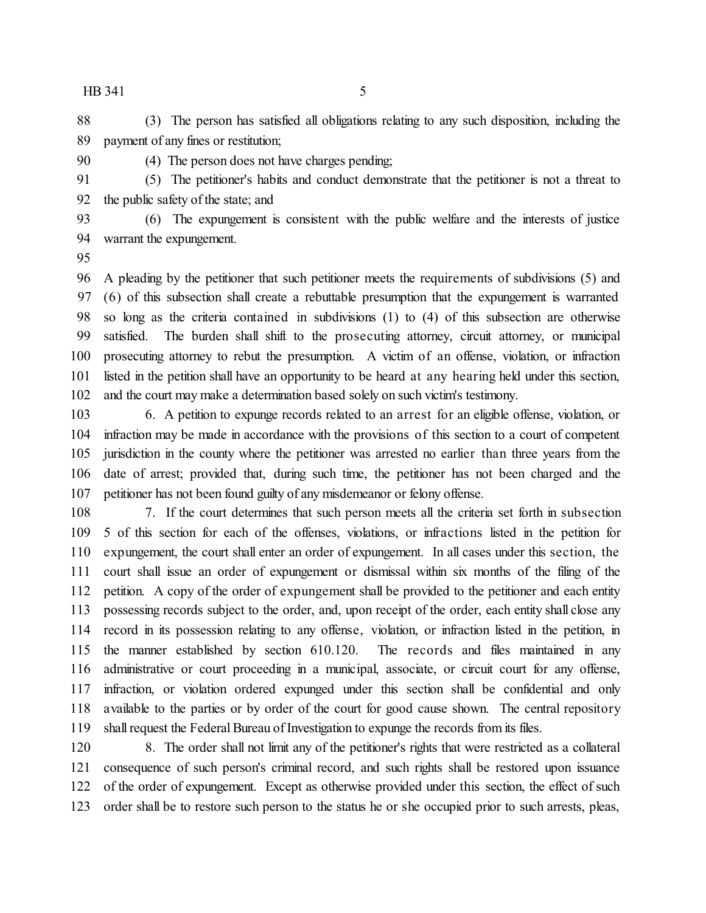(3) The person has satisfied all obligations relating to any such disposition, including the payment of any fines or restitution;

(4) The person does not have charges pending;

(5) The petitioner's habits and conduct demonstrate that the petitioner is not a threat to the public safety of the state; and

(6) The expungement is consistent with the public welfare and the interests of justice warrant the expungement.

A pleading by the petitioner that such petitioner meets the requirements of subdivisions (5) and (6) of this subsection shall create a rebuttable presumption that the expungement is warranted so long as the criteria contained in subdivisions (1) to (4) of this subsection are otherwise satisfied. The burden shall shift to the prosecuting attorney, circuit attorney, or municipal prosecuting attorney to rebut the presumption. A victim of an offense, violation, or infraction listed in the petition shall have an opportunity to be heard at any hearing held under this section, and the court may make a determination based solely on such victim's testimony.

6. A petition to expunge records related to an arrest for an eligible offense, violation, or infraction may be made in accordance with the provisions of this section to a court of competent jurisdiction in the county where the petitioner was arrested no earlier than three years from the date of arrest; provided that, during such time, the petitioner has not been charged and the petitioner has not been found guilty of any misdemeanor or felony offense.

7. If the court determines that such person meets all the criteria set forth in subsection 5 of this section for each of the offenses, violations, or infractions listed in the petition for expungement, the court shall enter an order of expungement. In all cases under this section, the court shall issue an order of expungement or dismissal within six months of the filing of the petition. A copy of the order of expungement shall be provided to the petitioner and each entity possessing records subject to the order, and, upon receipt of the order, each entity shall close any record in its possession relating to any offense, violation, or infraction listed in the petition, in the manner established by section 610.120. The records and files maintained in any administrative or court proceeding in a municipal, associate, or circuit court for any offense, infraction, or violation ordered expunged under this section shall be confidential and only available to the parties or by order of the court for good cause shown. The central repository shall request the Federal Bureau of Investigation to expunge the records from its files.

8. The order shall not limit any of the petitioner's rights that were restricted as a collateral consequence of such person's criminal record, and such rights shall be restored upon issuance of the order of expungement. Except as otherwise provided under this section, the effect of such order shall be to restore such person to the status he or she occupied prior to such arrests, pleas,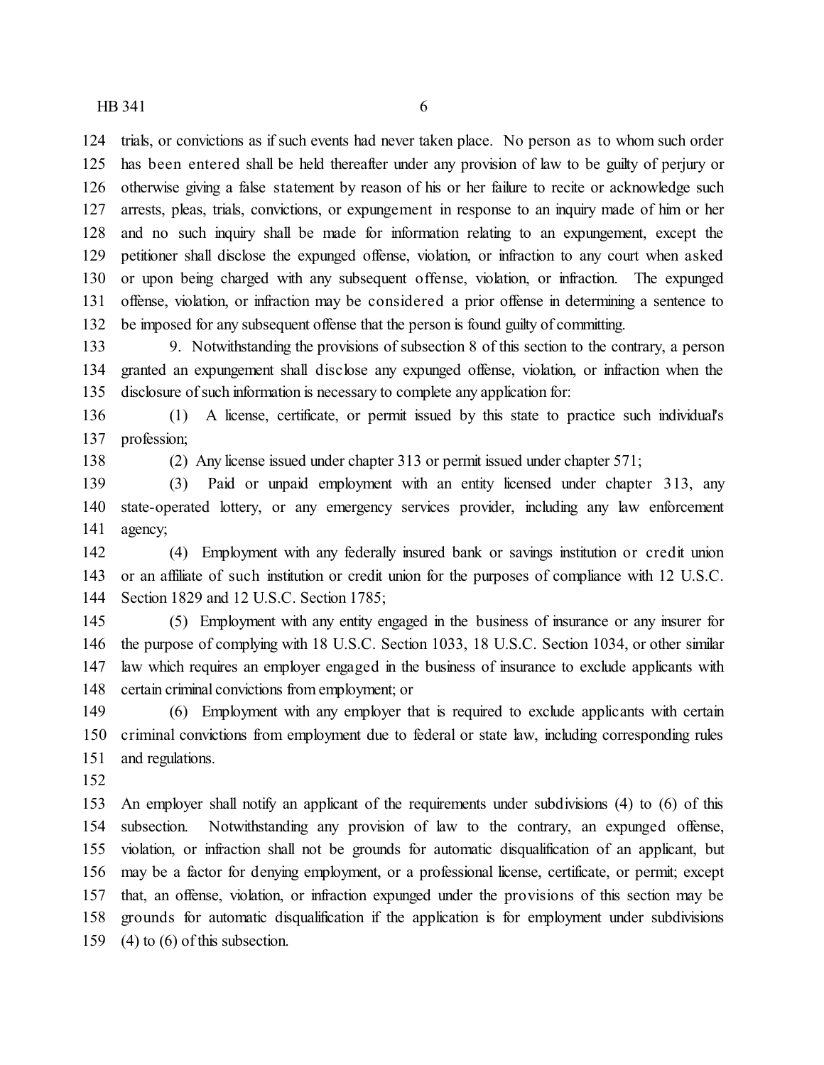trials, or convictions as if such events had never taken place. No person as to whom such order has been entered shall be held thereafter under any provision of law to be guilty of perjury or otherwise giving a false statement by reason of his or her failure to recite or acknowledge such arrests, pleas, trials, convictions, or expungement in response to an inquiry made of him or her and no such inquiry shall be made for information relating to an expungement, except the petitioner shall disclose the expunged offense, violation, or infraction to any court when asked or upon being charged with any subsequent offense, violation, or infraction. The expunged offense, violation, or infraction may be considered a prior offense in determining a sentence to be imposed for any subsequent offense that the person is found guilty of committing.

9. Notwithstanding the provisions of subsection 8 of this section to the contrary, a person granted an expungement shall disclose any expunged offense, violation, or infraction when the disclosure of such information is necessary to complete any application for:

(1) A license, certificate, or permit issued by this state to practice such individual's profession;

(2) Any license issued under chapter 313 or permit issued under chapter 571;

(3) Paid or unpaid employment with an entity licensed under chapter 313, any state-operated lottery, or any emergency services provider, including any law enforcement agency;

(4) Employment with any federally insured bank or savings institution or credit union or an affiliate of such institution or credit union for the purposes of compliance with 12 U.S.C. Section 1829 and 12 U.S.C. Section 1785;

(5) Employment with any entity engaged in the business of insurance or any insurer for the purpose of complying with 18 U.S.C. Section 1033, 18 U.S.C. Section 1034, or other similar law which requires an employer engaged in the business of insurance to exclude applicants with certain criminal convictions from employment; or

(6) Employment with any employer that is required to exclude applicants with certain criminal convictions from employment due to federal or state law, including corresponding rules and regulations.

An employer shall notify an applicant of the requirements under subdivisions (4) to (6) of this subsection. Notwithstanding any provision of law to the contrary, an expunged offense, violation, or infraction shall not be grounds for automatic disqualification of an applicant, but may be a factor for denying employment, or a professional license, certificate, or permit; except that, an offense, violation, or infraction expunged under the provisions of this section may be grounds for automatic disqualification if the application is for employment under subdivisions (4) to (6) of this subsection.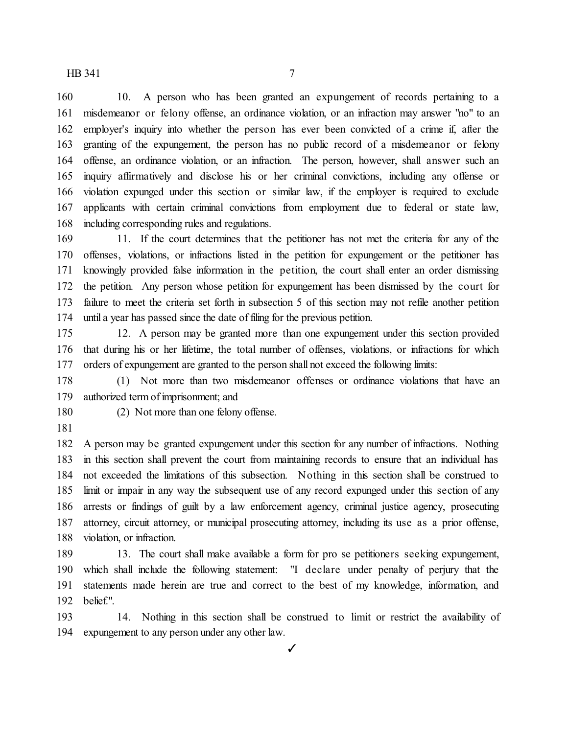10. A person who has been granted an expungement of records pertaining to a misdemeanor or felony offense, an ordinance violation, or an infraction may answer "no" to an employer's inquiry into whether the person has ever been convicted of a crime if, after the granting of the expungement, the person has no public record of a misdemeanor or felony offense, an ordinance violation, or an infraction. The person, however, shall answer such an inquiry affirmatively and disclose his or her criminal convictions, including any offense or violation expunged under this section or similar law, if the employer is required to exclude applicants with certain criminal convictions from employment due to federal or state law, including corresponding rules and regulations.

11. If the court determines that the petitioner has not met the criteria for any of the offenses, violations, or infractions listed in the petition for expungement or the petitioner has knowingly provided false information in the petition, the court shall enter an order dismissing the petition. Any person whose petition for expungement has been dismissed by the court for failure to meet the criteria set forth in subsection 5 of this section may not refile another petition until a year has passed since the date of filing for the previous petition.

12. A person may be granted more than one expungement under this section provided that during his or her lifetime, the total number of offenses, violations, or infractions for which orders of expungement are granted to the person shall not exceed the following limits:

(1) Not more than two misdemeanor offenses or ordinance violations that have an authorized term of imprisonment; and

(2) Not more than one felony offense.

A person may be granted expungement under this section for any number of infractions. Nothing in this section shall prevent the court from maintaining records to ensure that an individual has not exceeded the limitations of this subsection. Nothing in this section shall be construed to limit or impair in any way the subsequent use of any record expunged under this section of any arrests or findings of guilt by a law enforcement agency, criminal justice agency, prosecuting attorney, circuit attorney, or municipal prosecuting attorney, including its use as a prior offense, violation, or infraction.

13. The court shall make available a form for pro se petitioners seeking expungement, which shall include the following statement: "I declare under penalty of perjury that the statements made herein are true and correct to the best of my knowledge, information, and belief.".

14. Nothing in this section shall be construed to limit or restrict the availability of expungement to any person under any other law.

✓